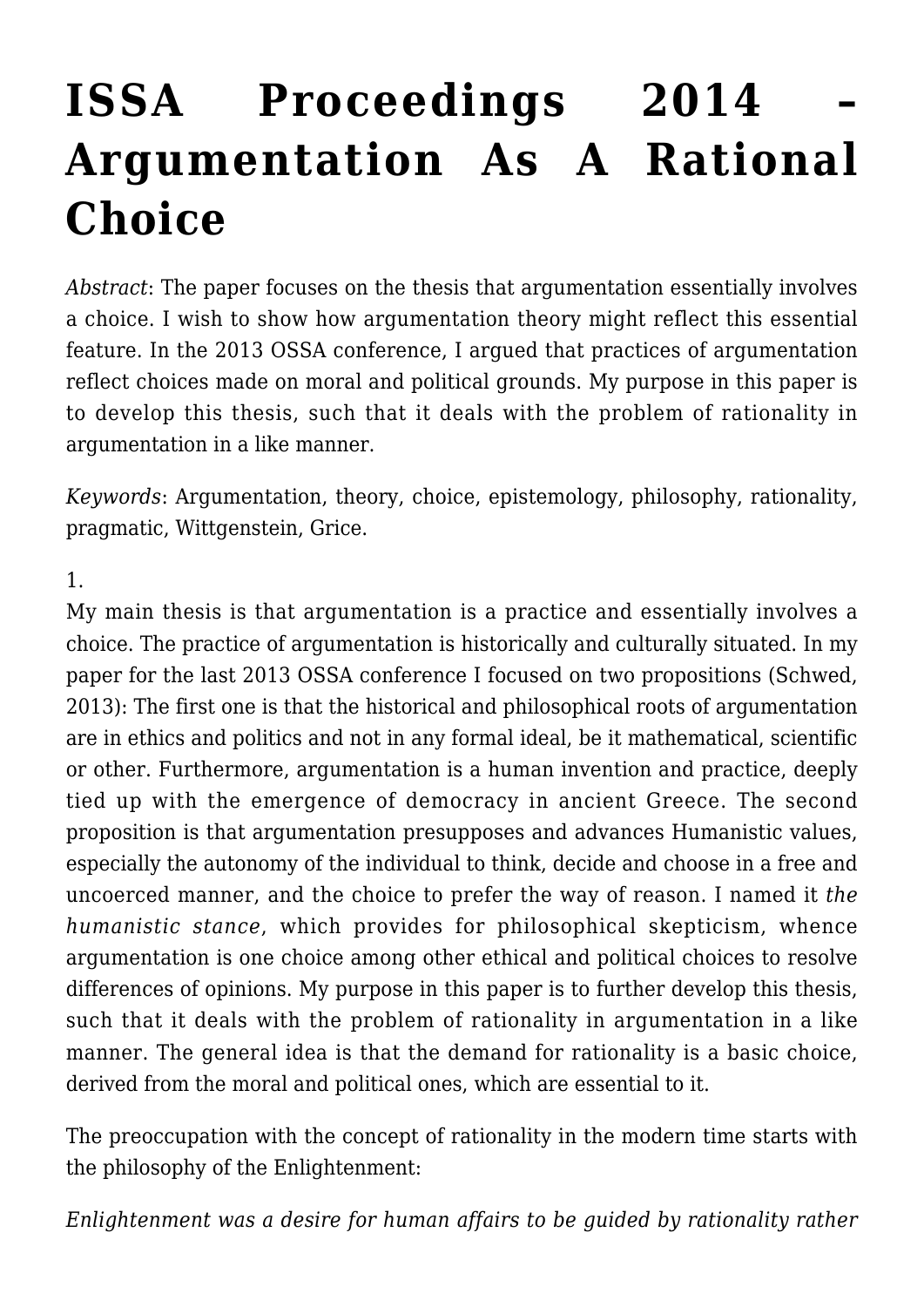# ISSA Proceedings 2014 – Argumentation As A Rational Choice

*Abstract*: The paper focuses on the thesis that argumentation essentially involves a choice. I wish to show how argumentation theory might reflect this essential feature. In the 2013 OSSA conference, I argued that practices of argumentation reflect choices made on moral and political grounds. My purpose in this paper is to develop this thesis, such that it deals with the problem of rationality in argumentation in a like manner.

*Keywords*: Argumentation, theory, choice, epistemology, philosophy, rationality, pragmatic, Wittgenstein, Grice.

1.

My main thesis is that argumentation is a practice and essentially involves a choice. The practice of argumentation is historically and culturally situated. In my paper for the last 2013 OSSA conference I focused on two propositions (Schwed, 2013): The first one is that the historical and philosophical roots of argumentation are in ethics and politics and not in any formal ideal, be it mathematical, scientific or other. Furthermore, argumentation is a human invention and practice, deeply tied up with the emergence of democracy in ancient Greece. The second proposition is that argumentation presupposes and advances Humanistic values, especially the autonomy of the individual to think, decide and choose in a free and uncoerced manner, and the choice to prefer the way of reason. I named it *the humanistic stance*, which provides for philosophical skepticism, whence argumentation is one choice among other ethical and political choices to resolve differences of opinions. My purpose in this paper is to further develop this thesis, such that it deals with the problem of rationality in argumentation in a like manner. The general idea is that the demand for rationality is a basic choice, derived from the moral and political ones, which are essential to it.

The preoccupation with the concept of rationality in the modern time starts with the philosophy of the Enlightenment:

*Enlightenment was a desire for human affairs to be guided by rationality rather*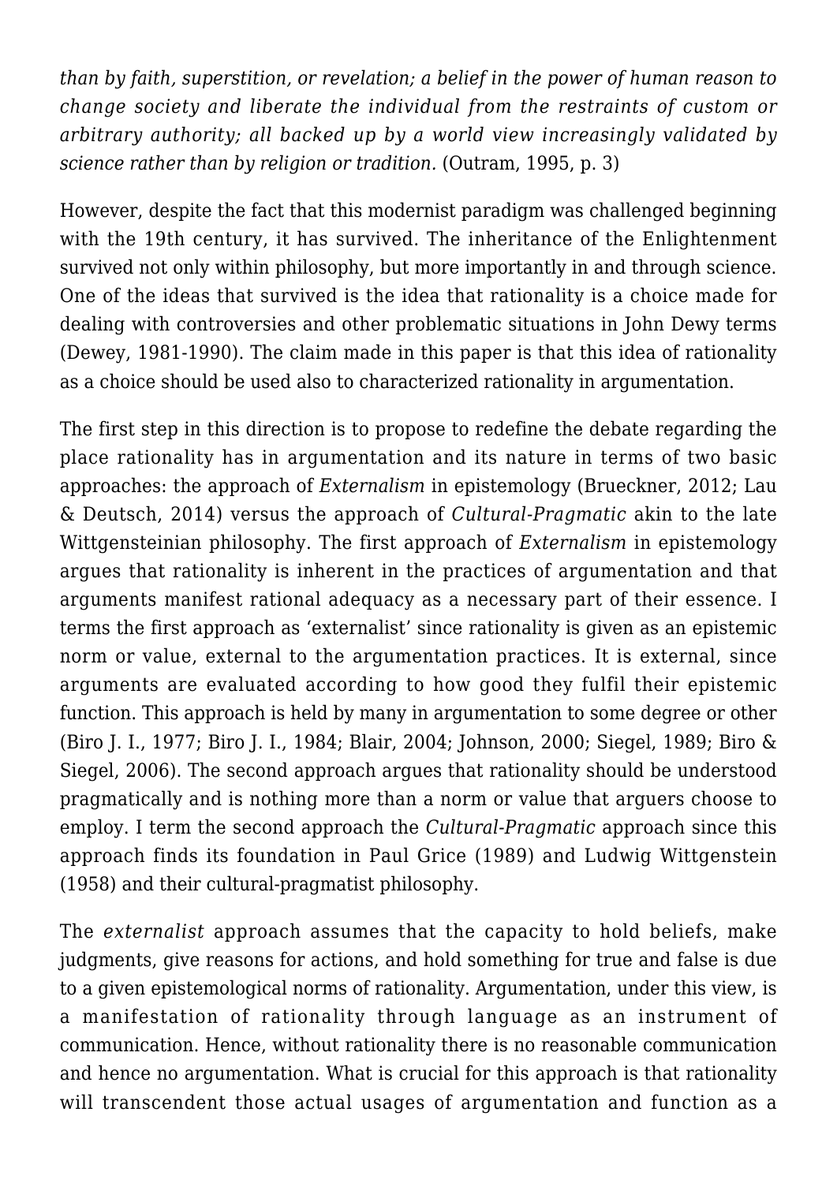*than by faith, superstition, or revelation; a belief in the power of human reason to change society and liberate the individual from the restraints of custom or arbitrary authority; all backed up by a world view increasingly validated by science rather than by religion or tradition.* (Outram, 1995, p. 3)

However, despite the fact that this modernist paradigm was challenged beginning with the 19th century, it has survived. The inheritance of the Enlightenment survived not only within philosophy, but more importantly in and through science. One of the ideas that survived is the idea that rationality is a choice made for dealing with controversies and other problematic situations in John Dewey terms (Dewey, 1981-1990). The claim made in this paper is that this idea of rationality as a choice should be used also to characterized rationality in argumentation.

The first step in this direction is to propose to redefine the debate regarding the place rationality has in argumentation and its nature in terms of two basic approaches: the approach of *Externalism* in epistemology (Brueckner, 2012; Lau & Deutsch, 2014) versus the approach of *Cultural-Pragmatic* akin to the late Wittgensteinian philosophy. The first approach of *Externalism* in epistemology argues that rationality is inherent in the practices of argumentation and that arguments manifest rational adequacy as a necessary part of their essence. I terms the first approach as 'externalist' since rationality is given as an epistemic norm or value, external to the argumentation practices. It is external, since arguments are evaluated according to how good they fulfil their epistemic function. This approach is held by many in argumentation to some degree or other (Biro J. I., 1977; Biro J. I., 1984; Blair, 2004; Johnson, 2000; Siegel, 1989; Biro & Siegel, 2006). The second approach argues that rationality should be understood pragmatically and is nothing more than a norm or value that arguers choose to employ. I term the second approach the *Cultural-Pragmatic* approach since this approach finds its foundation in Paul Grice (1989) and Ludwig Wittgenstein (1958) and their cultural-pragmatist philosophy.

The *externalist* approach assumes that the capacity to hold beliefs, make judgments, give reasons for actions, and hold something for true and false is due to a given epistemological norms of rationality. Argumentation, under this view, is a manifestation of rationality through language as an instrument of communication. Hence, without rationality there is no reasonable communication and hence no argumentation. What is crucial for this approach is that rationality will transcendent those actual usages of argumentation and function as a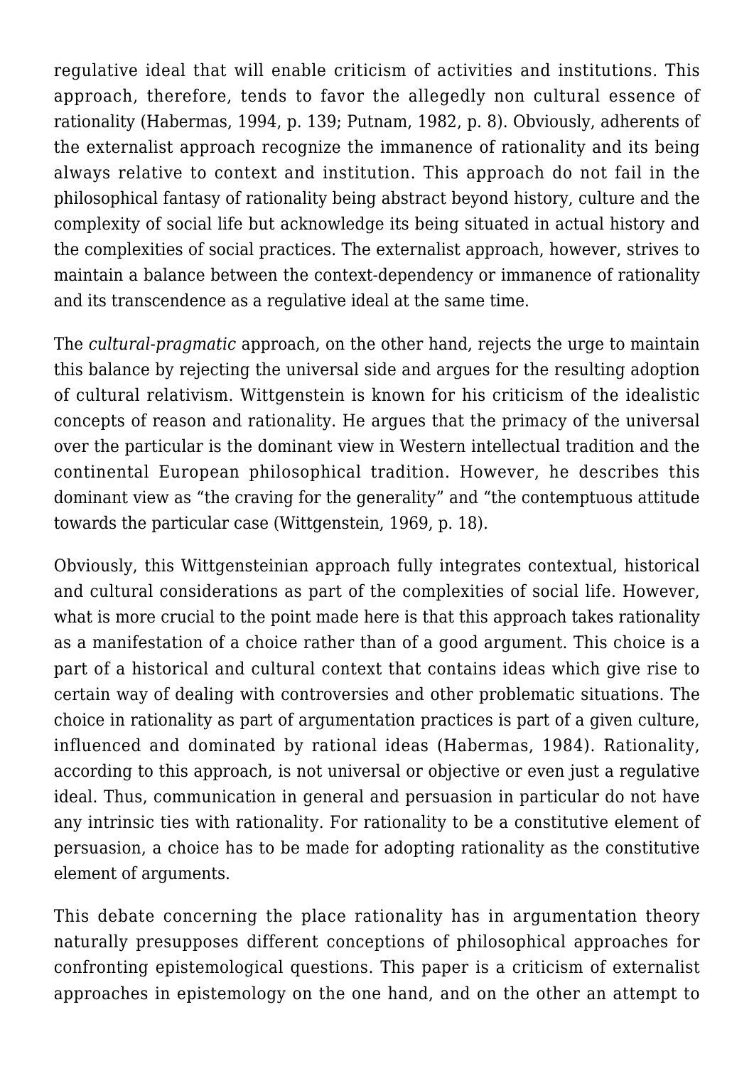regulative ideal that will enable criticism of activities and institutions. This approach, therefore, tends to favor the allegedly non cultural essence of rationality (Habermas, 1994, p. 139; Putnam, 1982, p. 8). Obviously, adherents of the externalist approach recognize the immanence of rationality and its being always relative to context and institution. This approach do not fail in the philosophical fantasy of rationality being abstract beyond history, culture and the complexity of social life but acknowledge its being situated in actual history and the complexities of social practices. The externalist approach, however, strives to maintain a balance between the context-dependency or immanence of rationality and its transcendence as a regulative ideal at the same time.

The *cultural-pragmatic* approach, on the other hand, rejects the urge to maintain this balance by rejecting the universal side and argues for the resulting adoption of cultural relativism. Wittgenstein is known for his criticism of the idealistic concepts of reason and rationality. He argues that the primacy of the universal over the particular is the dominant view in Western intellectual tradition and the continental European philosophical tradition. However, he describes this dominant view as "the craving for the generality" and "the contemptuous attitude towards the particular case (Wittgenstein, 1969, p. 18).

Obviously, this Wittgensteinian approach fully integrates contextual, historical and cultural considerations as part of the complexities of social life. However, what is more crucial to the point made here is that this approach takes rationality as a manifestation of a choice rather than of a good argument. This choice is a part of a historical and cultural context that contains ideas which give rise to certain way of dealing with controversies and other problematic situations. The choice in rationality as part of argumentation practices is part of a given culture, influenced and dominated by rational ideas (Habermas, 1984). Rationality, according to this approach, is not universal or objective or even just a regulative ideal. Thus, communication in general and persuasion in particular do not have any intrinsic ties with rationality. For rationality to be a constitutive element of persuasion, a choice has to be made for adopting rationality as the constitutive element of arguments.

This debate concerning the place rationality has in argumentation theory naturally presupposes different conceptions of philosophical approaches for confronting epistemological questions. This paper is a criticism of externalist approaches in epistemology on the one hand, and on the other an attempt to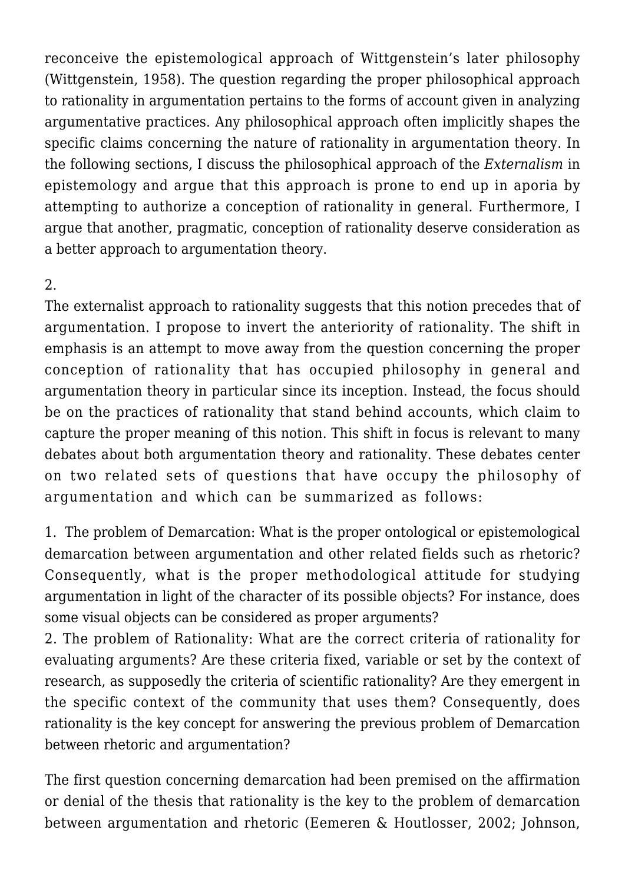reconceive the epistemological approach of Wittgenstein's later philosophy (Wittgenstein, 1958). The question regarding the proper philosophical approach to rationality in argumentation pertains to the forms of account given in analyzing argumentative practices. Any philosophical approach often implicitly shapes the specific claims concerning the nature of rationality in argumentation theory. In the following sections, I discuss the philosophical approach of the *Externalism* in epistemology and argue that this approach is prone to end up in aporia by attempting to authorize a conception of rationality in general. Furthermore, I argue that another, pragmatic, conception of rationality deserve consideration as a better approach to argumentation theory.

## 2.

The externalist approach to rationality suggests that this notion precedes that of argumentation. I propose to invert the anteriority of rationality. The shift in emphasis is an attempt to move away from the question concerning the proper conception of rationality that has occupied philosophy in general and argumentation theory in particular since its inception. Instead, the focus should be on the practices of rationality that stand behind accounts, which claim to capture the proper meaning of this notion. This shift in focus is relevant to many debates about both argumentation theory and rationality. These debates center on two related sets of questions that have occupy the philosophy of argumentation and which can be summarized as follows:

1. The problem of Demarcation: What is the proper ontological or epistemological demarcation between argumentation and other related fields such as rhetoric? Consequently, what is the proper methodological attitude for studying argumentation in light of the character of its possible objects? For instance, does some visual objects can be considered as proper arguments?
2. The problem of Rationality: What are the correct criteria of rationality for evaluating arguments? Are these criteria fixed, variable or set by the context of research, as supposedly the criteria of scientific rationality? Are they emergent in the specific context of the community that uses them? Consequently, does rationality is the key concept for answering the previous problem of Demarcation between rhetoric and argumentation?

The first question concerning demarcation had been premised on the affirmation or denial of the thesis that rationality is the key to the problem of demarcation between argumentation and rhetoric (Eemeren & Houtlosser, 2002; Johnson,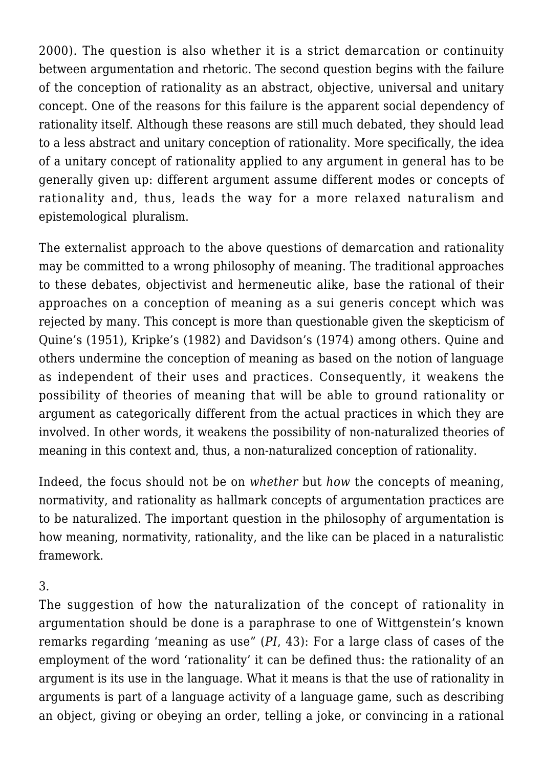2000). The question is also whether it is a strict demarcation or continuity between argumentation and rhetoric. The second question begins with the failure of the conception of rationality as an abstract, objective, universal and unitary concept. One of the reasons for this failure is the apparent social dependency of rationality itself. Although these reasons are still much debated, they should lead to a less abstract and unitary conception of rationality. More specifically, the idea of a unitary concept of rationality applied to any argument in general has to be generally given up: different argument assume different modes or concepts of rationality and, thus, leads the way for a more relaxed naturalism and epistemological pluralism.

The externalist approach to the above questions of demarcation and rationality may be committed to a wrong philosophy of meaning. The traditional approaches to these debates, objectivist and hermeneutic alike, base the rational of their approaches on a conception of meaning as a sui generis concept which was rejected by many. This concept is more than questionable given the skepticism of Quine's (1951), Kripke's (1982) and Davidson's (1974) among others. Quine and others undermine the conception of meaning as based on the notion of language as independent of their uses and practices. Consequently, it weakens the possibility of theories of meaning that will be able to ground rationality or argument as categorically different from the actual practices in which they are involved. In other words, it weakens the possibility of non-naturalized theories of meaning in this context and, thus, a non-naturalized conception of rationality.

Indeed, the focus should not be on *whether* but *how* the concepts of meaning, normativity, and rationality as hallmark concepts of argumentation practices are to be naturalized. The important question in the philosophy of argumentation is how meaning, normativity, rationality, and the like can be placed in a naturalistic framework.

3.

The suggestion of how the naturalization of the concept of rationality in argumentation should be done is a paraphrase to one of Wittgenstein's known remarks regarding 'meaning as use" (*PI*, 43): For a large class of cases of the employment of the word 'rationality' it can be defined thus: the rationality of an argument is its use in the language. What it means is that the use of rationality in arguments is part of a language activity of a language game, such as describing an object, giving or obeying an order, telling a joke, or convincing in a rational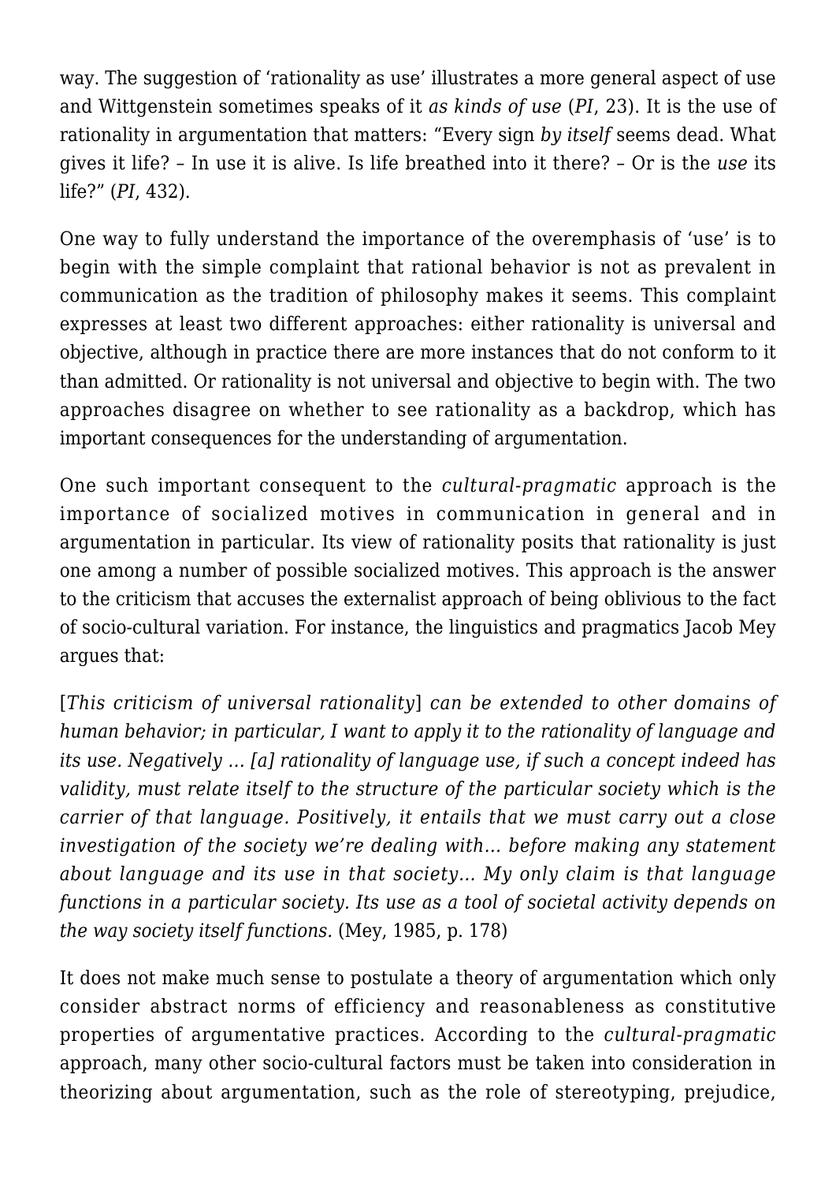way. The suggestion of 'rationality as use' illustrates a more general aspect of use and Wittgenstein sometimes speaks of it *as kinds of use* (*PI*, 23). It is the use of rationality in argumentation that matters: "Every sign *by itself* seems dead. What gives it life? – In use it is alive. Is life breathed into it there? – Or is the *use* its life?" (*PI*, 432).

One way to fully understand the importance of the overemphasis of 'use' is to begin with the simple complaint that rational behavior is not as prevalent in communication as the tradition of philosophy makes it seems. This complaint expresses at least two different approaches: either rationality is universal and objective, although in practice there are more instances that do not conform to it than admitted. Or rationality is not universal and objective to begin with. The two approaches disagree on whether to see rationality as a backdrop, which has important consequences for the understanding of argumentation.

One such important consequent to the *cultural-pragmatic* approach is the importance of socialized motives in communication in general and in argumentation in particular. Its view of rationality posits that rationality is just one among a number of possible socialized motives. This approach is the answer to the criticism that accuses the externalist approach of being oblivious to the fact of socio-cultural variation. For instance, the linguistics and pragmatics Jacob Mey argues that:

[*This criticism of universal rationality*] *can be extended to other domains of human behavior; in particular, I want to apply it to the rationality of language and its use. Negatively … [a] rationality of language use, if such a concept indeed has validity, must relate itself to the structure of the particular society which is the carrier of that language. Positively, it entails that we must carry out a close investigation of the society we're dealing with… before making any statement about language and its use in that society… My only claim is that language functions in a particular society. Its use as a tool of societal activity depends on the way society itself functions.* (Mey, 1985, p. 178)

It does not make much sense to postulate a theory of argumentation which only consider abstract norms of efficiency and reasonableness as constitutive properties of argumentative practices. According to the *cultural-pragmatic* approach, many other socio-cultural factors must be taken into consideration in theorizing about argumentation, such as the role of stereotyping, prejudice,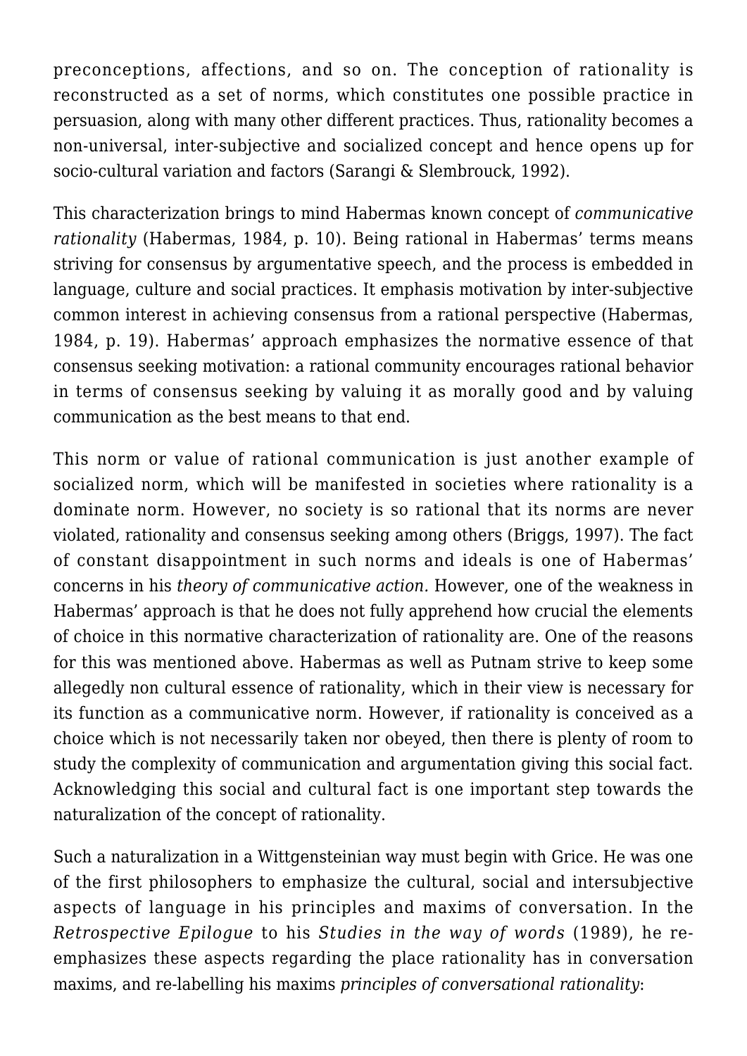preconceptions, affections, and so on. The conception of rationality is reconstructed as a set of norms, which constitutes one possible practice in persuasion, along with many other different practices. Thus, rationality becomes a non-universal, inter-subjective and socialized concept and hence opens up for socio-cultural variation and factors (Sarangi & Slembrouck, 1992).

This characterization brings to mind Habermas known concept of *communicative rationality* (Habermas, 1984, p. 10). Being rational in Habermas' terms means striving for consensus by argumentative speech, and the process is embedded in language, culture and social practices. It emphasis motivation by inter-subjective common interest in achieving consensus from a rational perspective (Habermas, 1984, p. 19). Habermas' approach emphasizes the normative essence of that consensus seeking motivation: a rational community encourages rational behavior in terms of consensus seeking by valuing it as morally good and by valuing communication as the best means to that end.

This norm or value of rational communication is just another example of socialized norm, which will be manifested in societies where rationality is a dominate norm. However, no society is so rational that its norms are never violated, rationality and consensus seeking among others (Briggs, 1997). The fact of constant disappointment in such norms and ideals is one of Habermas' concerns in his *theory of communicative action.* However, one of the weakness in Habermas' approach is that he does not fully apprehend how crucial the elements of choice in this normative characterization of rationality are. One of the reasons for this was mentioned above. Habermas as well as Putnam strive to keep some allegedly non cultural essence of rationality, which in their view is necessary for its function as a communicative norm. However, if rationality is conceived as a choice which is not necessarily taken nor obeyed, then there is plenty of room to study the complexity of communication and argumentation giving this social fact. Acknowledging this social and cultural fact is one important step towards the naturalization of the concept of rationality.

Such a naturalization in a Wittgensteinian way must begin with Grice. He was one of the first philosophers to emphasize the cultural, social and intersubjective aspects of language in his principles and maxims of conversation. In the *Retrospective Epilogue* to his *Studies in the way of words* (1989), he re-emphasizes these aspects regarding the place rationality has in conversation maxims, and re-labelling his maxims *principles of conversational rationality*: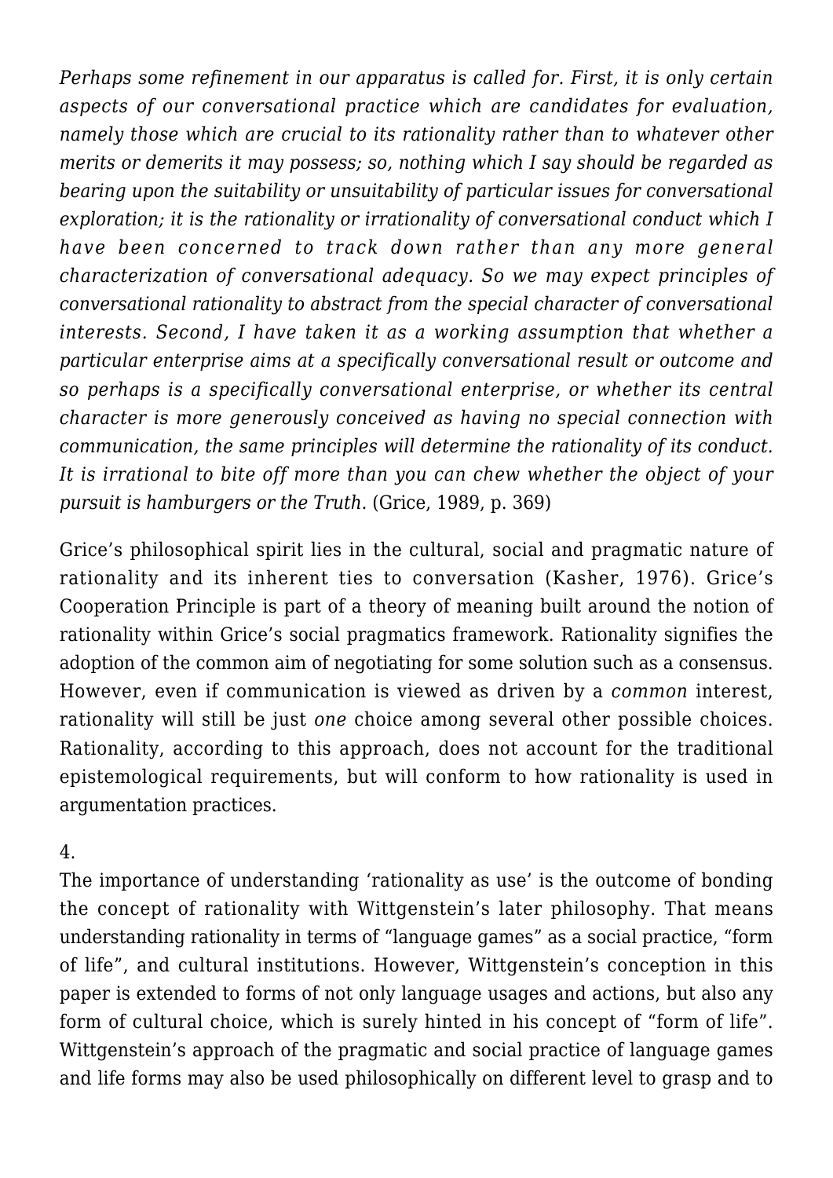*Perhaps some refinement in our apparatus is called for. First, it is only certain aspects of our conversational practice which are candidates for evaluation, namely those which are crucial to its rationality rather than to whatever other merits or demerits it may possess; so, nothing which I say should be regarded as bearing upon the suitability or unsuitability of particular issues for conversational exploration; it is the rationality or irrationality of conversational conduct which I have been concerned to track down rather than any more general characterization of conversational adequacy. So we may expect principles of conversational rationality to abstract from the special character of conversational interests. Second, I have taken it as a working assumption that whether a particular enterprise aims at a specifically conversational result or outcome and so perhaps is a specifically conversational enterprise, or whether its central character is more generously conceived as having no special connection with communication, the same principles will determine the rationality of its conduct. It is irrational to bite off more than you can chew whether the object of your pursuit is hamburgers or the Truth*. (Grice, 1989, p. 369)

Grice's philosophical spirit lies in the cultural, social and pragmatic nature of rationality and its inherent ties to conversation (Kasher, 1976). Grice's Cooperation Principle is part of a theory of meaning built around the notion of rationality within Grice's social pragmatics framework. Rationality signifies the adoption of the common aim of negotiating for some solution such as a consensus. However, even if communication is viewed as driven by a *common* interest, rationality will still be just *one* choice among several other possible choices. Rationality, according to this approach, does not account for the traditional epistemological requirements, but will conform to how rationality is used in argumentation practices.

4.

The importance of understanding 'rationality as use' is the outcome of bonding the concept of rationality with Wittgenstein's later philosophy. That means understanding rationality in terms of "language games" as a social practice, "form of life", and cultural institutions. However, Wittgenstein's conception in this paper is extended to forms of not only language usages and actions, but also any form of cultural choice, which is surely hinted in his concept of "form of life". Wittgenstein's approach of the pragmatic and social practice of language games and life forms may also be used philosophically on different level to grasp and to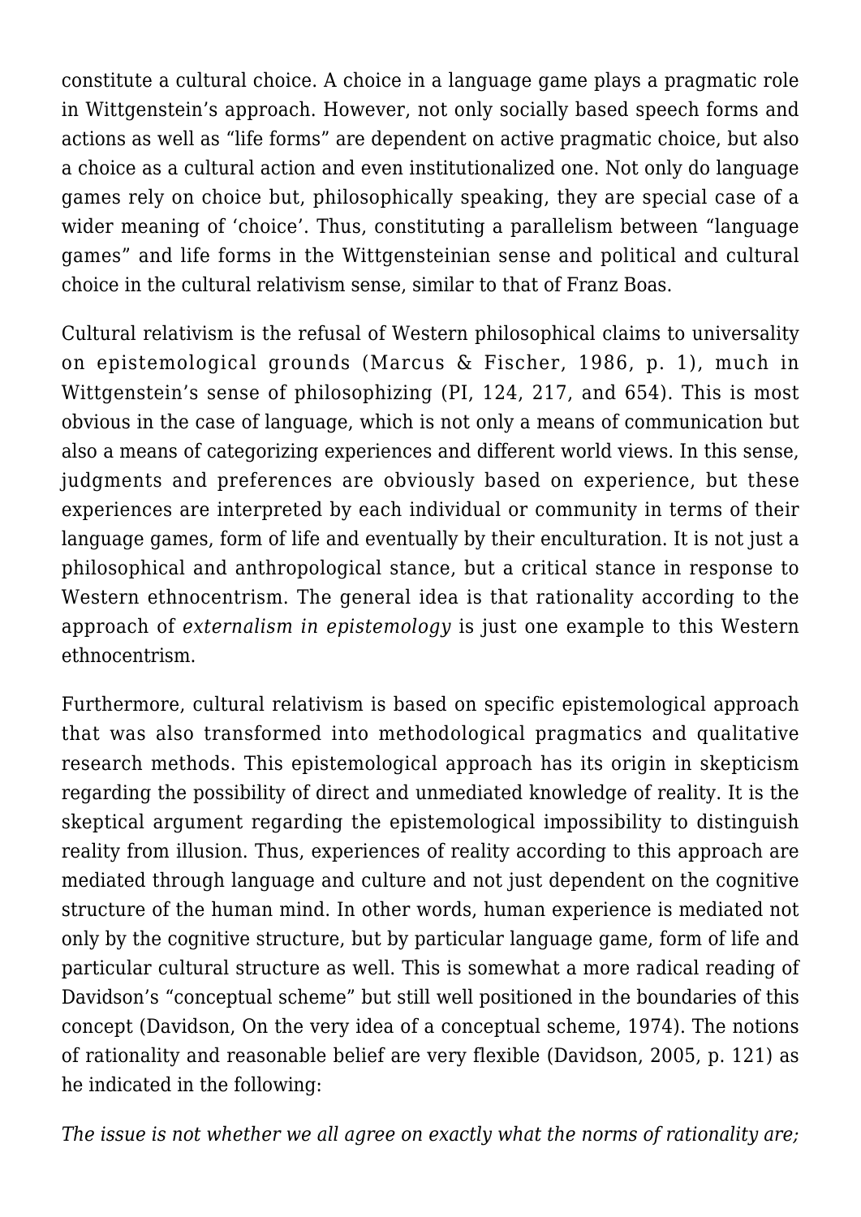constitute a cultural choice. A choice in a language game plays a pragmatic role in Wittgenstein's approach. However, not only socially based speech forms and actions as well as "life forms" are dependent on active pragmatic choice, but also a choice as a cultural action and even institutionalized one. Not only do language games rely on choice but, philosophically speaking, they are special case of a wider meaning of 'choice'. Thus, constituting a parallelism between "language games" and life forms in the Wittgensteinian sense and political and cultural choice in the cultural relativism sense, similar to that of Franz Boas.

Cultural relativism is the refusal of Western philosophical claims to universality on epistemological grounds (Marcus & Fischer, 1986, p. 1), much in Wittgenstein's sense of philosophizing (PI, 124, 217, and 654). This is most obvious in the case of language, which is not only a means of communication but also a means of categorizing experiences and different world views. In this sense, judgments and preferences are obviously based on experience, but these experiences are interpreted by each individual or community in terms of their language games, form of life and eventually by their enculturation. It is not just a philosophical and anthropological stance, but a critical stance in response to Western ethnocentrism. The general idea is that rationality according to the approach of *externalism in epistemology* is just one example to this Western ethnocentrism.

Furthermore, cultural relativism is based on specific epistemological approach that was also transformed into methodological pragmatics and qualitative research methods. This epistemological approach has its origin in skepticism regarding the possibility of direct and unmediated knowledge of reality. It is the skeptical argument regarding the epistemological impossibility to distinguish reality from illusion. Thus, experiences of reality according to this approach are mediated through language and culture and not just dependent on the cognitive structure of the human mind. In other words, human experience is mediated not only by the cognitive structure, but by particular language game, form of life and particular cultural structure as well. This is somewhat a more radical reading of Davidson's "conceptual scheme" but still well positioned in the boundaries of this concept (Davidson, On the very idea of a conceptual scheme, 1974). The notions of rationality and reasonable belief are very flexible (Davidson, 2005, p. 121) as he indicated in the following:

*The issue is not whether we all agree on exactly what the norms of rationality are;*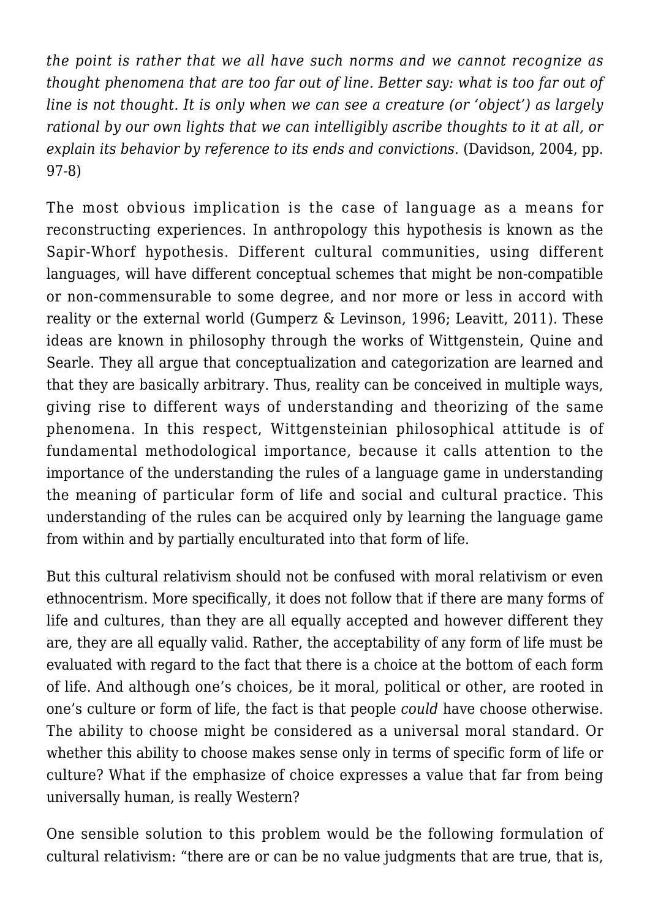*the point is rather that we all have such norms and we cannot recognize as thought phenomena that are too far out of line. Better say: what is too far out of line is not thought. It is only when we can see a creature (or 'object') as largely rational by our own lights that we can intelligibly ascribe thoughts to it at all, or explain its behavior by reference to its ends and convictions.* (Davidson, 2004, pp. 97-8)

The most obvious implication is the case of language as a means for reconstructing experiences. In anthropology this hypothesis is known as the Sapir-Whorf hypothesis. Different cultural communities, using different languages, will have different conceptual schemes that might be non-compatible or non-commensurable to some degree, and nor more or less in accord with reality or the external world (Gumperz & Levinson, 1996; Leavitt, 2011). These ideas are known in philosophy through the works of Wittgenstein, Quine and Searle. They all argue that conceptualization and categorization are learned and that they are basically arbitrary. Thus, reality can be conceived in multiple ways, giving rise to different ways of understanding and theorizing of the same phenomena. In this respect, Wittgensteinian philosophical attitude is of fundamental methodological importance, because it calls attention to the importance of the understanding the rules of a language game in understanding the meaning of particular form of life and social and cultural practice. This understanding of the rules can be acquired only by learning the language game from within and by partially enculturated into that form of life.

But this cultural relativism should not be confused with moral relativism or even ethnocentrism. More specifically, it does not follow that if there are many forms of life and cultures, than they are all equally accepted and however different they are, they are all equally valid. Rather, the acceptability of any form of life must be evaluated with regard to the fact that there is a choice at the bottom of each form of life. And although one's choices, be it moral, political or other, are rooted in one's culture or form of life, the fact is that people *could* have choose otherwise. The ability to choose might be considered as a universal moral standard. Or whether this ability to choose makes sense only in terms of specific form of life or culture? What if the emphasize of choice expresses a value that far from being universally human, is really Western?

One sensible solution to this problem would be the following formulation of cultural relativism: "there are or can be no value judgments that are true, that is,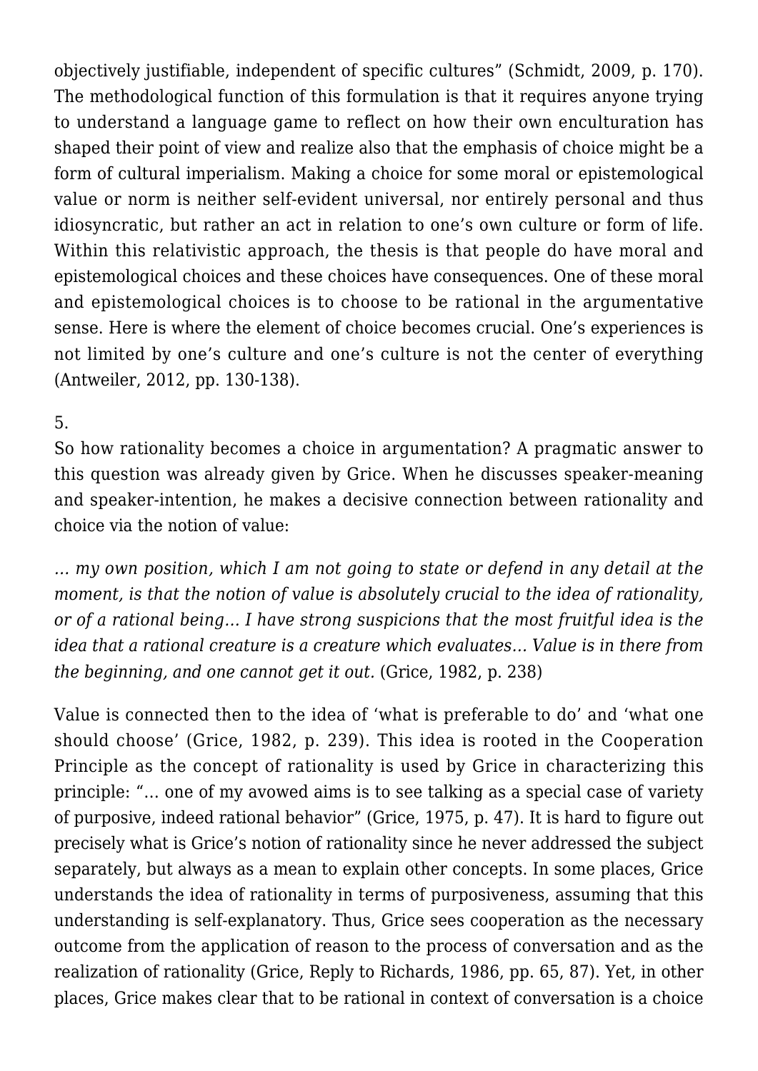objectively justifiable, independent of specific cultures" (Schmidt, 2009, p. 170). The methodological function of this formulation is that it requires anyone trying to understand a language game to reflect on how their own enculturation has shaped their point of view and realize also that the emphasis of choice might be a form of cultural imperialism. Making a choice for some moral or epistemological value or norm is neither self-evident universal, nor entirely personal and thus idiosyncratic, but rather an act in relation to one's own culture or form of life. Within this relativistic approach, the thesis is that people do have moral and epistemological choices and these choices have consequences. One of these moral and epistemological choices is to choose to be rational in the argumentative sense. Here is where the element of choice becomes crucial. One's experiences is not limited by one's culture and one's culture is not the center of everything (Antweiler, 2012, pp. 130-138).

5.

So how rationality becomes a choice in argumentation? A pragmatic answer to this question was already given by Grice. When he discusses speaker-meaning and speaker-intention, he makes a decisive connection between rationality and choice via the notion of value:

*… my own position, which I am not going to state or defend in any detail at the moment, is that the notion of value is absolutely crucial to the idea of rationality, or of a rational being… I have strong suspicions that the most fruitful idea is the idea that a rational creature is a creature which evaluates… Value is in there from the beginning, and one cannot get it out.* (Grice, 1982, p. 238)

Value is connected then to the idea of 'what is preferable to do' and 'what one should choose' (Grice, 1982, p. 239). This idea is rooted in the Cooperation Principle as the concept of rationality is used by Grice in characterizing this principle: "… one of my avowed aims is to see talking as a special case of variety of purposive, indeed rational behavior" (Grice, 1975, p. 47). It is hard to figure out precisely what is Grice's notion of rationality since he never addressed the subject separately, but always as a mean to explain other concepts. In some places, Grice understands the idea of rationality in terms of purposiveness, assuming that this understanding is self-explanatory. Thus, Grice sees cooperation as the necessary outcome from the application of reason to the process of conversation and as the realization of rationality (Grice, Reply to Richards, 1986, pp. 65, 87). Yet, in other places, Grice makes clear that to be rational in context of conversation is a choice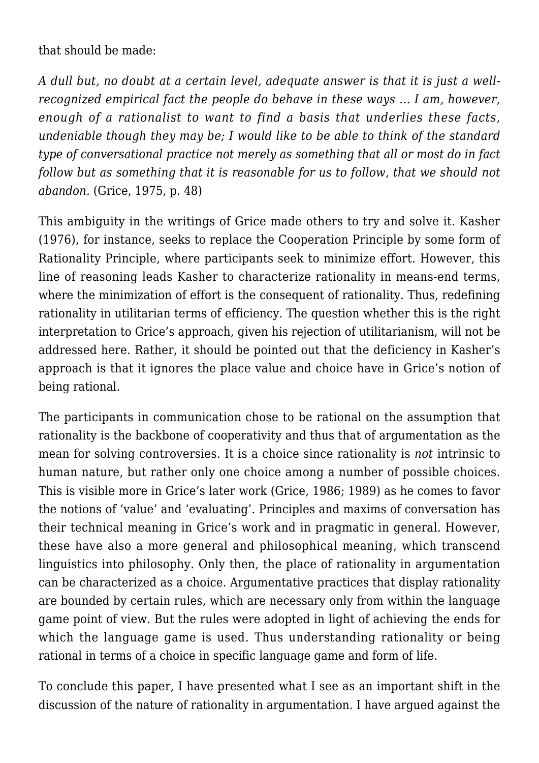that should be made:

*A dull but, no doubt at a certain level, adequate answer is that it is just a well-recognized empirical fact the people do behave in these ways … I am, however, enough of a rationalist to want to find a basis that underlies these facts, undeniable though they may be; I would like to be able to think of the standard type of conversational practice not merely as something that all or most do in fact follow but as something that it is reasonable for us to follow, that we should not abandon.* (Grice, 1975, p. 48)

This ambiguity in the writings of Grice made others to try and solve it. Kasher (1976), for instance, seeks to replace the Cooperation Principle by some form of Rationality Principle, where participants seek to minimize effort. However, this line of reasoning leads Kasher to characterize rationality in means-end terms, where the minimization of effort is the consequent of rationality. Thus, redefining rationality in utilitarian terms of efficiency. The question whether this is the right interpretation to Grice's approach, given his rejection of utilitarianism, will not be addressed here. Rather, it should be pointed out that the deficiency in Kasher's approach is that it ignores the place value and choice have in Grice's notion of being rational.

The participants in communication chose to be rational on the assumption that rationality is the backbone of cooperativity and thus that of argumentation as the mean for solving controversies. It is a choice since rationality is *not* intrinsic to human nature, but rather only one choice among a number of possible choices. This is visible more in Grice's later work (Grice, 1986; 1989) as he comes to favor the notions of 'value' and 'evaluating'. Principles and maxims of conversation has their technical meaning in Grice's work and in pragmatic in general. However, these have also a more general and philosophical meaning, which transcend linguistics into philosophy. Only then, the place of rationality in argumentation can be characterized as a choice. Argumentative practices that display rationality are bounded by certain rules, which are necessary only from within the language game point of view. But the rules were adopted in light of achieving the ends for which the language game is used. Thus understanding rationality or being rational in terms of a choice in specific language game and form of life.

To conclude this paper, I have presented what I see as an important shift in the discussion of the nature of rationality in argumentation. I have argued against the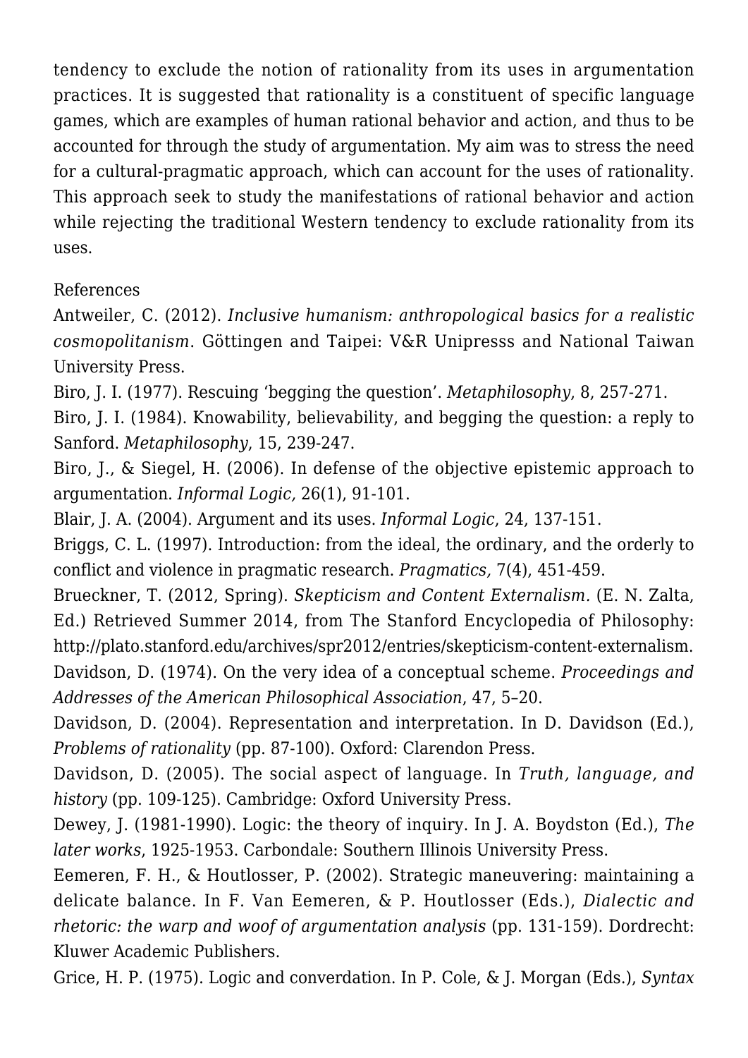tendency to exclude the notion of rationality from its uses in argumentation practices. It is suggested that rationality is a constituent of specific language games, which are examples of human rational behavior and action, and thus to be accounted for through the study of argumentation. My aim was to stress the need for a cultural-pragmatic approach, which can account for the uses of rationality. This approach seek to study the manifestations of rational behavior and action while rejecting the traditional Western tendency to exclude rationality from its uses.

References

Antweiler, C. (2012). *Inclusive humanism: anthropological basics for a realistic cosmopolitanism*. Göttingen and Taipei: V&R Unipresss and National Taiwan University Press.

Biro, J. I. (1977). Rescuing 'begging the question'. *Metaphilosophy*, 8, 257-271.

Biro, J. I. (1984). Knowability, believability, and begging the question: a reply to Sanford. *Metaphilosophy*, 15, 239-247.

Biro, J., & Siegel, H. (2006). In defense of the objective epistemic approach to argumentation. *Informal Logic,* 26(1), 91-101.

Blair, J. A. (2004). Argument and its uses. *Informal Logic*, 24, 137-151.

Briggs, C. L. (1997). Introduction: from the ideal, the ordinary, and the orderly to conflict and violence in pragmatic research. *Pragmatics,* 7(4), 451-459.

Brueckner, T. (2012, Spring). *Skepticism and Content Externalism.* (E. N. Zalta, Ed.) Retrieved Summer 2014, from The Stanford Encyclopedia of Philosophy: http://plato.stanford.edu/archives/spr2012/entries/skepticism-content-externalism.

Davidson, D. (1974). On the very idea of a conceptual scheme. *Proceedings and Addresses of the American Philosophical Association*, 47, 5–20.

Davidson, D. (2004). Representation and interpretation. In D. Davidson (Ed.), *Problems of rationality* (pp. 87-100). Oxford: Clarendon Press.

Davidson, D. (2005). The social aspect of language. In *Truth, language, and history* (pp. 109-125). Cambridge: Oxford University Press.

Dewey, J. (1981-1990). Logic: the theory of inquiry. In J. A. Boydston (Ed.), *The later works*, 1925-1953. Carbondale: Southern Illinois University Press.

Eemeren, F. H., & Houtlosser, P. (2002). Strategic maneuvering: maintaining a delicate balance. In F. Van Eemeren, & P. Houtlosser (Eds.), *Dialectic and rhetoric: the warp and woof of argumentation analysis* (pp. 131-159). Dordrecht: Kluwer Academic Publishers.

Grice, H. P. (1975). Logic and converdation. In P. Cole, & J. Morgan (Eds.), *Syntax*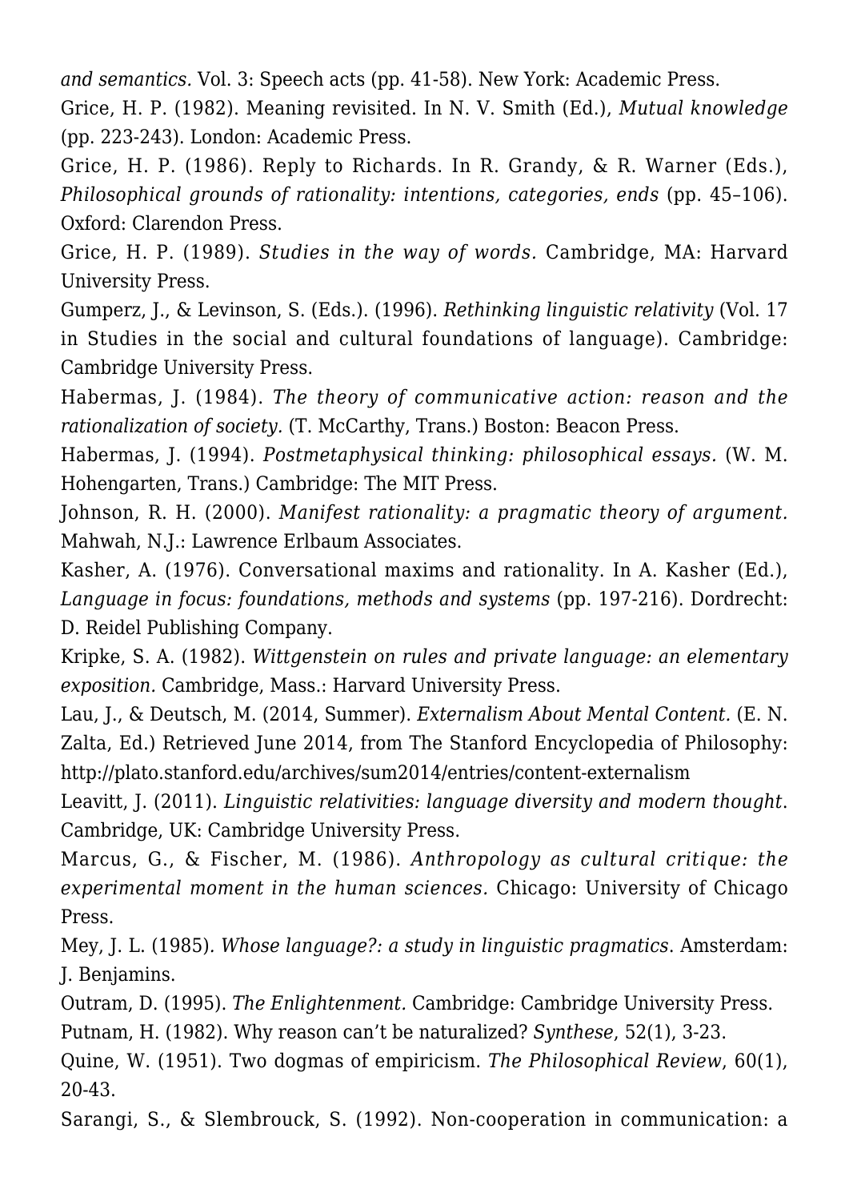*and semantics.* Vol. 3: Speech acts (pp. 41-58). New York: Academic Press.

Grice, H. P. (1982). Meaning revisited. In N. V. Smith (Ed.), *Mutual knowledge* (pp. 223-243). London: Academic Press.

Grice, H. P. (1986). Reply to Richards. In R. Grandy, & R. Warner (Eds.), *Philosophical grounds of rationality: intentions, categories, ends* (pp. 45–106). Oxford: Clarendon Press.

Grice, H. P. (1989). *Studies in the way of words.* Cambridge, MA: Harvard University Press.

Gumperz, J., & Levinson, S. (Eds.). (1996). *Rethinking linguistic relativity* (Vol. 17 in Studies in the social and cultural foundations of language). Cambridge: Cambridge University Press.

Habermas, J. (1984). *The theory of communicative action: reason and the rationalization of society.* (T. McCarthy, Trans.) Boston: Beacon Press.

Habermas, J. (1994). *Postmetaphysical thinking: philosophical essays.* (W. M. Hohengarten, Trans.) Cambridge: The MIT Press.

Johnson, R. H. (2000). *Manifest rationality: a pragmatic theory of argument.* Mahwah, N.J.: Lawrence Erlbaum Associates.

Kasher, A. (1976). Conversational maxims and rationality. In A. Kasher (Ed.), *Language in focus: foundations, methods and systems* (pp. 197-216). Dordrecht: D. Reidel Publishing Company.

Kripke, S. A. (1982). *Wittgenstein on rules and private language: an elementary exposition.* Cambridge, Mass.: Harvard University Press.

Lau, J., & Deutsch, M. (2014, Summer). *Externalism About Mental Content.* (E. N. Zalta, Ed.) Retrieved June 2014, from The Stanford Encyclopedia of Philosophy: http://plato.stanford.edu/archives/sum2014/entries/content-externalism

Leavitt, J. (2011). *Linguistic relativities: language diversity and modern thought.* Cambridge, UK: Cambridge University Press.

Marcus, G., & Fischer, M. (1986). *Anthropology as cultural critique: the experimental moment in the human sciences.* Chicago: University of Chicago Press.

Mey, J. L. (1985). *Whose language?: a study in linguistic pragmatics*. Amsterdam: J. Benjamins.

Outram, D. (1995). *The Enlightenment.* Cambridge: Cambridge University Press.

Putnam, H. (1982). Why reason can't be naturalized? *Synthese*, 52(1), 3-23.

Quine, W. (1951). Two dogmas of empiricism. *The Philosophical Review*, 60(1), 20-43.

Sarangi, S., & Slembrouck, S. (1992). Non-cooperation in communication: a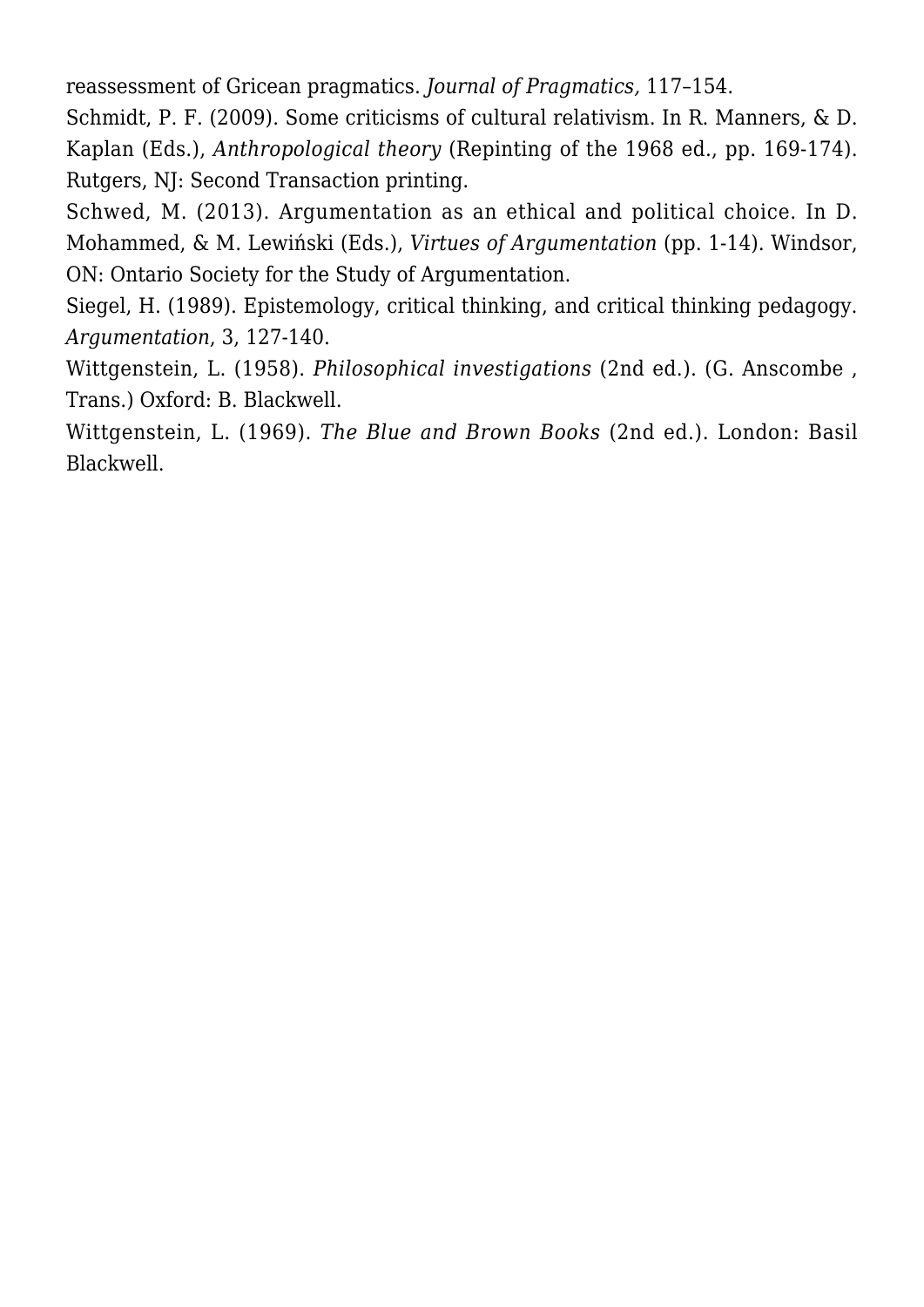reassessment of Gricean pragmatics. *Journal of Pragmatics,* 117–154.

Schmidt, P. F. (2009). Some criticisms of cultural relativism. In R. Manners, & D. Kaplan (Eds.), *Anthropological theory* (Repinting of the 1968 ed., pp. 169-174). Rutgers, NJ: Second Transaction printing.

Schwed, M. (2013). Argumentation as an ethical and political choice. In D. Mohammed, & M. Lewiński (Eds.), *Virtues of Argumentation* (pp. 1-14). Windsor, ON: Ontario Society for the Study of Argumentation.

Siegel, H. (1989). Epistemology, critical thinking, and critical thinking pedagogy. *Argumentation*, 3, 127-140.

Wittgenstein, L. (1958). *Philosophical investigations* (2nd ed.). (G. Anscombe , Trans.) Oxford: B. Blackwell.

Wittgenstein, L. (1969). *The Blue and Brown Books* (2nd ed.). London: Basil Blackwell.